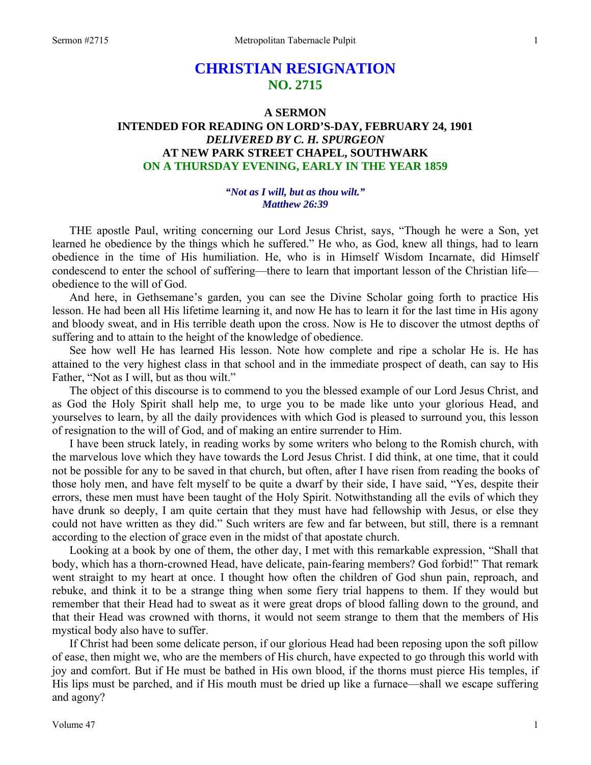# CHRISTIAN RESIGNATION
## NO. 2715

### A SERMON
### INTENDED FOR READING ON LORD'S-DAY, FEBRUARY 24, 1901
### *DELIVERED BY C. H. SPURGEON*
### AT NEW PARK STREET CHAPEL, SOUTHWARK
### ON A THURSDAY EVENING, EARLY IN THE YEAR 1859

***"Not as I will, but as thou wilt."***
***Matthew 26:39***

THE apostle Paul, writing concerning our Lord Jesus Christ, says, "Though he were a Son, yet learned he obedience by the things which he suffered." He who, as God, knew all things, had to learn obedience in the time of His humiliation. He, who is in Himself Wisdom Incarnate, did Himself condescend to enter the school of suffering—there to learn that important lesson of the Christian life—obedience to the will of God.

And here, in Gethsemane's garden, you can see the Divine Scholar going forth to practice His lesson. He had been all His lifetime learning it, and now He has to learn it for the last time in His agony and bloody sweat, and in His terrible death upon the cross. Now is He to discover the utmost depths of suffering and to attain to the height of the knowledge of obedience.

See how well He has learned His lesson. Note how complete and ripe a scholar He is. He has attained to the very highest class in that school and in the immediate prospect of death, can say to His Father, "Not as I will, but as thou wilt."

The object of this discourse is to commend to you the blessed example of our Lord Jesus Christ, and as God the Holy Spirit shall help me, to urge you to be made like unto your glorious Head, and yourselves to learn, by all the daily providences with which God is pleased to surround you, this lesson of resignation to the will of God, and of making an entire surrender to Him.

I have been struck lately, in reading works by some writers who belong to the Romish church, with the marvelous love which they have towards the Lord Jesus Christ. I did think, at one time, that it could not be possible for any to be saved in that church, but often, after I have risen from reading the books of those holy men, and have felt myself to be quite a dwarf by their side, I have said, "Yes, despite their errors, these men must have been taught of the Holy Spirit. Notwithstanding all the evils of which they have drunk so deeply, I am quite certain that they must have had fellowship with Jesus, or else they could not have written as they did." Such writers are few and far between, but still, there is a remnant according to the election of grace even in the midst of that apostate church.

Looking at a book by one of them, the other day, I met with this remarkable expression, "Shall that body, which has a thorn-crowned Head, have delicate, pain-fearing members? God forbid!" That remark went straight to my heart at once. I thought how often the children of God shun pain, reproach, and rebuke, and think it to be a strange thing when some fiery trial happens to them. If they would but remember that their Head had to sweat as it were great drops of blood falling down to the ground, and that their Head was crowned with thorns, it would not seem strange to them that the members of His mystical body also have to suffer.

If Christ had been some delicate person, if our glorious Head had been reposing upon the soft pillow of ease, then might we, who are the members of His church, have expected to go through this world with joy and comfort. But if He must be bathed in His own blood, if the thorns must pierce His temples, if His lips must be parched, and if His mouth must be dried up like a furnace—shall we escape suffering and agony?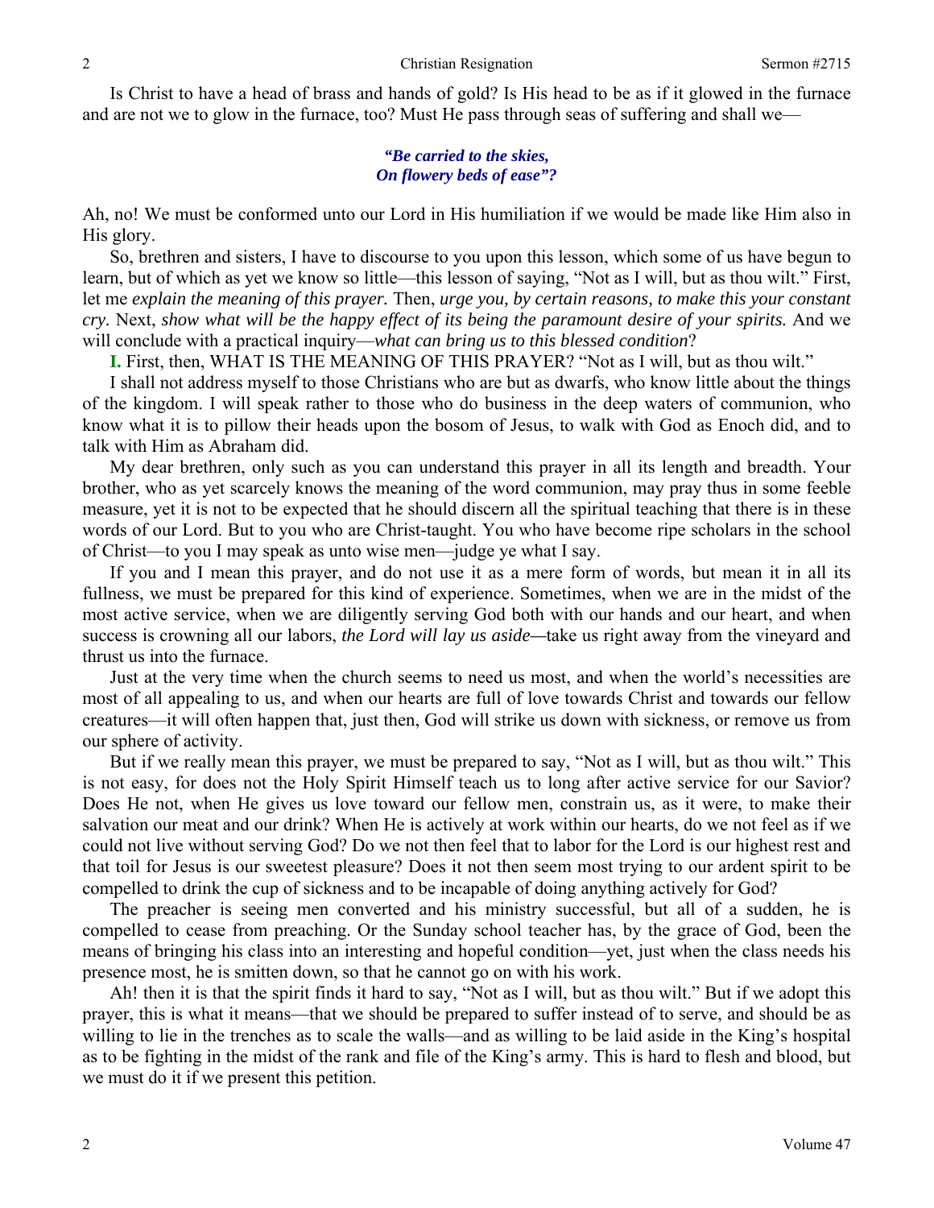Is Christ to have a head of brass and hands of gold? Is His head to be as if it glowed in the furnace and are not we to glow in the furnace, too? Must He pass through seas of suffering and shall we—

> ***"Be carried to the skies,***
> ***On flowery beds of ease"?***

Ah, no! We must be conformed unto our Lord in His humiliation if we would be made like Him also in His glory.

So, brethren and sisters, I have to discourse to you upon this lesson, which some of us have begun to learn, but of which as yet we know so little—this lesson of saying, "Not as I will, but as thou wilt." First, let me *explain the meaning of this prayer.* Then, *urge you, by certain reasons, to make this your constant cry.* Next, *show what will be the happy effect of its being the paramount desire of your spirits.* And we will conclude with a practical inquiry—*what can bring us to this blessed condition*?

**I.** First, then, WHAT IS THE MEANING OF THIS PRAYER? "Not as I will, but as thou wilt."

I shall not address myself to those Christians who are but as dwarfs, who know little about the things of the kingdom. I will speak rather to those who do business in the deep waters of communion, who know what it is to pillow their heads upon the bosom of Jesus, to walk with God as Enoch did, and to talk with Him as Abraham did.

My dear brethren, only such as you can understand this prayer in all its length and breadth. Your brother, who as yet scarcely knows the meaning of the word communion, may pray thus in some feeble measure, yet it is not to be expected that he should discern all the spiritual teaching that there is in these words of our Lord. But to you who are Christ-taught. You who have become ripe scholars in the school of Christ—to you I may speak as unto wise men—judge ye what I say.

If you and I mean this prayer, and do not use it as a mere form of words, but mean it in all its fullness, we must be prepared for this kind of experience. Sometimes, when we are in the midst of the most active service, when we are diligently serving God both with our hands and our heart, and when success is crowning all our labors, *the Lord will lay us aside*—take us right away from the vineyard and thrust us into the furnace.

Just at the very time when the church seems to need us most, and when the world's necessities are most of all appealing to us, and when our hearts are full of love towards Christ and towards our fellow creatures—it will often happen that, just then, God will strike us down with sickness, or remove us from our sphere of activity.

But if we really mean this prayer, we must be prepared to say, "Not as I will, but as thou wilt." This is not easy, for does not the Holy Spirit Himself teach us to long after active service for our Savior? Does He not, when He gives us love toward our fellow men, constrain us, as it were, to make their salvation our meat and our drink? When He is actively at work within our hearts, do we not feel as if we could not live without serving God? Do we not then feel that to labor for the Lord is our highest rest and that toil for Jesus is our sweetest pleasure? Does it not then seem most trying to our ardent spirit to be compelled to drink the cup of sickness and to be incapable of doing anything actively for God?

The preacher is seeing men converted and his ministry successful, but all of a sudden, he is compelled to cease from preaching. Or the Sunday school teacher has, by the grace of God, been the means of bringing his class into an interesting and hopeful condition—yet, just when the class needs his presence most, he is smitten down, so that he cannot go on with his work.

Ah! then it is that the spirit finds it hard to say, "Not as I will, but as thou wilt." But if we adopt this prayer, this is what it means—that we should be prepared to suffer instead of to serve, and should be as willing to lie in the trenches as to scale the walls—and as willing to be laid aside in the King's hospital as to be fighting in the midst of the rank and file of the King's army. This is hard to flesh and blood, but we must do it if we present this petition.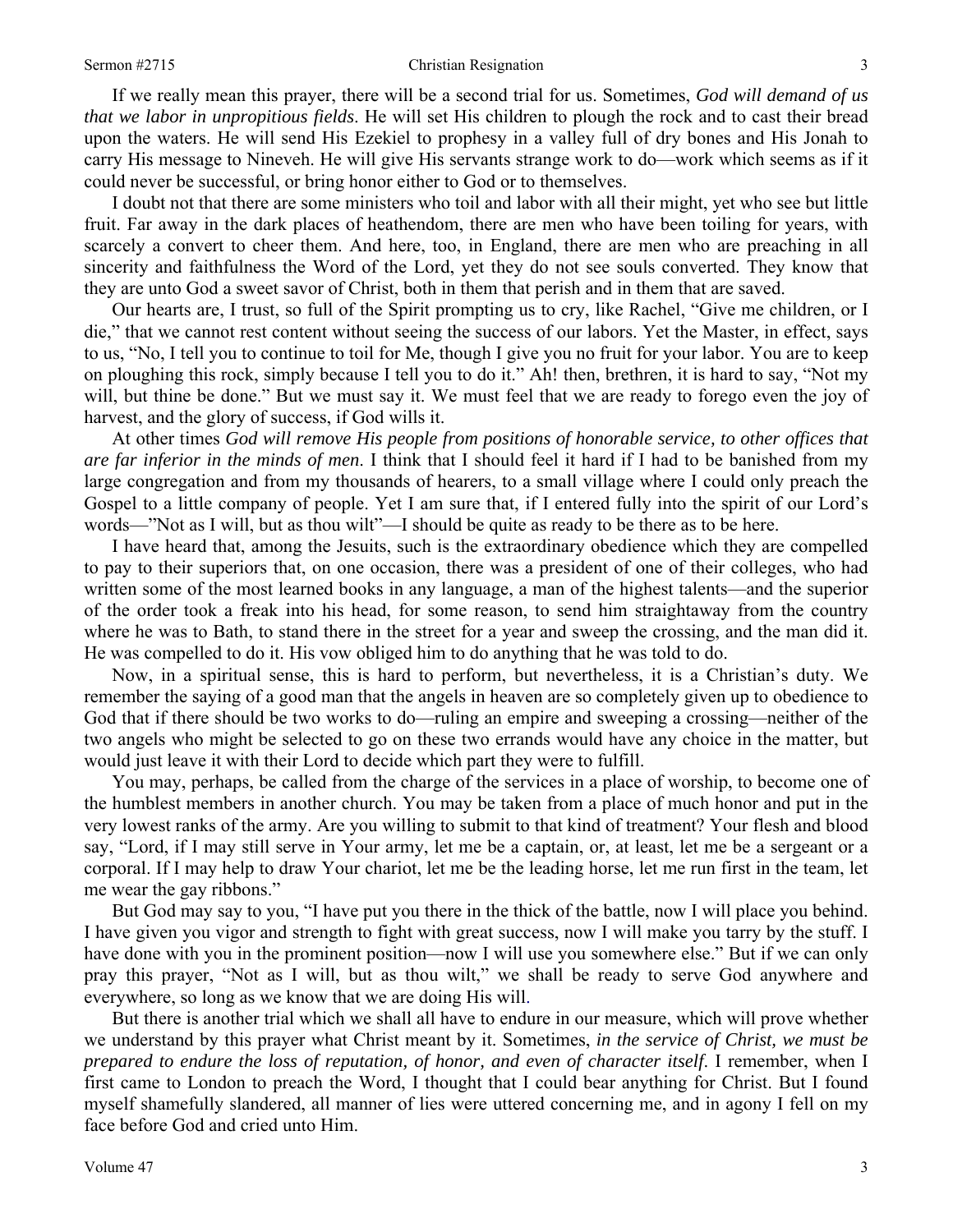If we really mean this prayer, there will be a second trial for us. Sometimes, *God will demand of us that we labor in unpropitious fields*. He will set His children to plough the rock and to cast their bread upon the waters. He will send His Ezekiel to prophesy in a valley full of dry bones and His Jonah to carry His message to Nineveh. He will give His servants strange work to do—work which seems as if it could never be successful, or bring honor either to God or to themselves.

I doubt not that there are some ministers who toil and labor with all their might, yet who see but little fruit. Far away in the dark places of heathendom, there are men who have been toiling for years, with scarcely a convert to cheer them. And here, too, in England, there are men who are preaching in all sincerity and faithfulness the Word of the Lord, yet they do not see souls converted. They know that they are unto God a sweet savor of Christ, both in them that perish and in them that are saved.

Our hearts are, I trust, so full of the Spirit prompting us to cry, like Rachel, "Give me children, or I die," that we cannot rest content without seeing the success of our labors. Yet the Master, in effect, says to us, "No, I tell you to continue to toil for Me, though I give you no fruit for your labor. You are to keep on ploughing this rock, simply because I tell you to do it." Ah! then, brethren, it is hard to say, "Not my will, but thine be done." But we must say it. We must feel that we are ready to forego even the joy of harvest, and the glory of success, if God wills it.

At other times *God will remove His people from positions of honorable service, to other offices that are far inferior in the minds of men*. I think that I should feel it hard if I had to be banished from my large congregation and from my thousands of hearers, to a small village where I could only preach the Gospel to a little company of people. Yet I am sure that, if I entered fully into the spirit of our Lord's words—"Not as I will, but as thou wilt"—I should be quite as ready to be there as to be here.

I have heard that, among the Jesuits, such is the extraordinary obedience which they are compelled to pay to their superiors that, on one occasion, there was a president of one of their colleges, who had written some of the most learned books in any language, a man of the highest talents—and the superior of the order took a freak into his head, for some reason, to send him straightaway from the country where he was to Bath, to stand there in the street for a year and sweep the crossing, and the man did it. He was compelled to do it. His vow obliged him to do anything that he was told to do.

Now, in a spiritual sense, this is hard to perform, but nevertheless, it is a Christian's duty. We remember the saying of a good man that the angels in heaven are so completely given up to obedience to God that if there should be two works to do—ruling an empire and sweeping a crossing—neither of the two angels who might be selected to go on these two errands would have any choice in the matter, but would just leave it with their Lord to decide which part they were to fulfill.

You may, perhaps, be called from the charge of the services in a place of worship, to become one of the humblest members in another church. You may be taken from a place of much honor and put in the very lowest ranks of the army. Are you willing to submit to that kind of treatment? Your flesh and blood say, "Lord, if I may still serve in Your army, let me be a captain, or, at least, let me be a sergeant or a corporal. If I may help to draw Your chariot, let me be the leading horse, let me run first in the team, let me wear the gay ribbons."

But God may say to you, "I have put you there in the thick of the battle, now I will place you behind. I have given you vigor and strength to fight with great success, now I will make you tarry by the stuff. I have done with you in the prominent position—now I will use you somewhere else." But if we can only pray this prayer, "Not as I will, but as thou wilt," we shall be ready to serve God anywhere and everywhere, so long as we know that we are doing His will.

But there is another trial which we shall all have to endure in our measure, which will prove whether we understand by this prayer what Christ meant by it. Sometimes, *in the service of Christ, we must be prepared to endure the loss of reputation, of honor, and even of character itself*. I remember, when I first came to London to preach the Word, I thought that I could bear anything for Christ. But I found myself shamefully slandered, all manner of lies were uttered concerning me, and in agony I fell on my face before God and cried unto Him.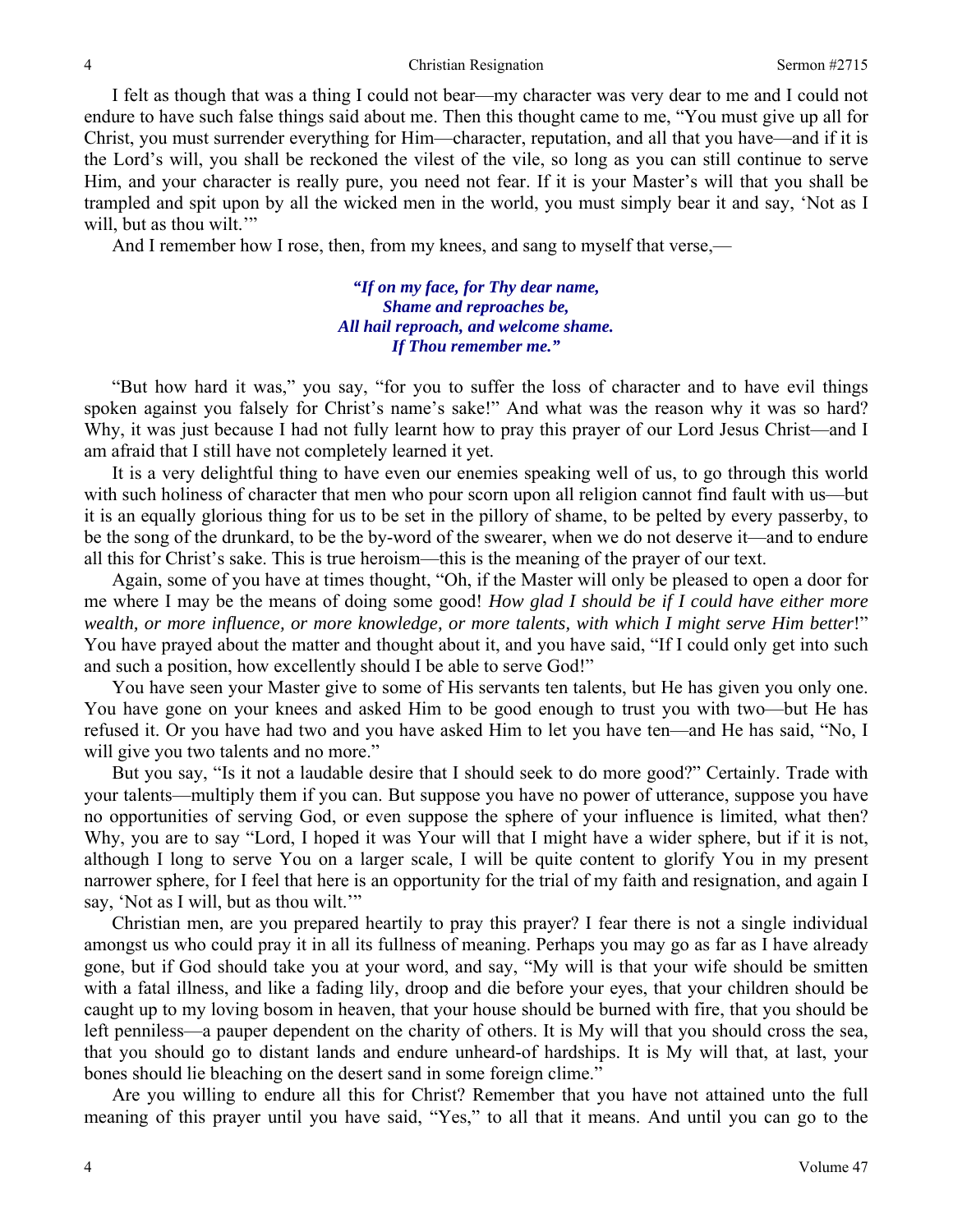I felt as though that was a thing I could not bear—my character was very dear to me and I could not endure to have such false things said about me. Then this thought came to me, "You must give up all for Christ, you must surrender everything for Him—character, reputation, and all that you have—and if it is the Lord's will, you shall be reckoned the vilest of the vile, so long as you can still continue to serve Him, and your character is really pure, you need not fear. If it is your Master's will that you shall be trampled and spit upon by all the wicked men in the world, you must simply bear it and say, 'Not as I will, but as thou wilt.'"

And I remember how I rose, then, from my knees, and sang to myself that verse,—

> ***"If on my face, for Thy dear name,***
> ***Shame and reproaches be,***
> ***All hail reproach, and welcome shame.***
> ***If Thou remember me."***

"But how hard it was," you say, "for you to suffer the loss of character and to have evil things spoken against you falsely for Christ's name's sake!" And what was the reason why it was so hard? Why, it was just because I had not fully learnt how to pray this prayer of our Lord Jesus Christ—and I am afraid that I still have not completely learned it yet.

It is a very delightful thing to have even our enemies speaking well of us, to go through this world with such holiness of character that men who pour scorn upon all religion cannot find fault with us—but it is an equally glorious thing for us to be set in the pillory of shame, to be pelted by every passerby, to be the song of the drunkard, to be the by-word of the swearer, when we do not deserve it—and to endure all this for Christ's sake. This is true heroism—this is the meaning of the prayer of our text.

Again, some of you have at times thought, "Oh, if the Master will only be pleased to open a door for me where I may be the means of doing some good! *How glad I should be if I could have either more wealth, or more influence, or more knowledge, or more talents, with which I might serve Him better*!" You have prayed about the matter and thought about it, and you have said, "If I could only get into such and such a position, how excellently should I be able to serve God!"

You have seen your Master give to some of His servants ten talents, but He has given you only one. You have gone on your knees and asked Him to be good enough to trust you with two—but He has refused it. Or you have had two and you have asked Him to let you have ten—and He has said, "No, I will give you two talents and no more."

But you say, "Is it not a laudable desire that I should seek to do more good?" Certainly. Trade with your talents—multiply them if you can. But suppose you have no power of utterance, suppose you have no opportunities of serving God, or even suppose the sphere of your influence is limited, what then? Why, you are to say "Lord, I hoped it was Your will that I might have a wider sphere, but if it is not, although I long to serve You on a larger scale, I will be quite content to glorify You in my present narrower sphere, for I feel that here is an opportunity for the trial of my faith and resignation, and again I say, 'Not as I will, but as thou wilt.'"

Christian men, are you prepared heartily to pray this prayer? I fear there is not a single individual amongst us who could pray it in all its fullness of meaning. Perhaps you may go as far as I have already gone, but if God should take you at your word, and say, "My will is that your wife should be smitten with a fatal illness, and like a fading lily, droop and die before your eyes, that your children should be caught up to my loving bosom in heaven, that your house should be burned with fire, that you should be left penniless—a pauper dependent on the charity of others. It is My will that you should cross the sea, that you should go to distant lands and endure unheard-of hardships. It is My will that, at last, your bones should lie bleaching on the desert sand in some foreign clime."

Are you willing to endure all this for Christ? Remember that you have not attained unto the full meaning of this prayer until you have said, "Yes," to all that it means. And until you can go to the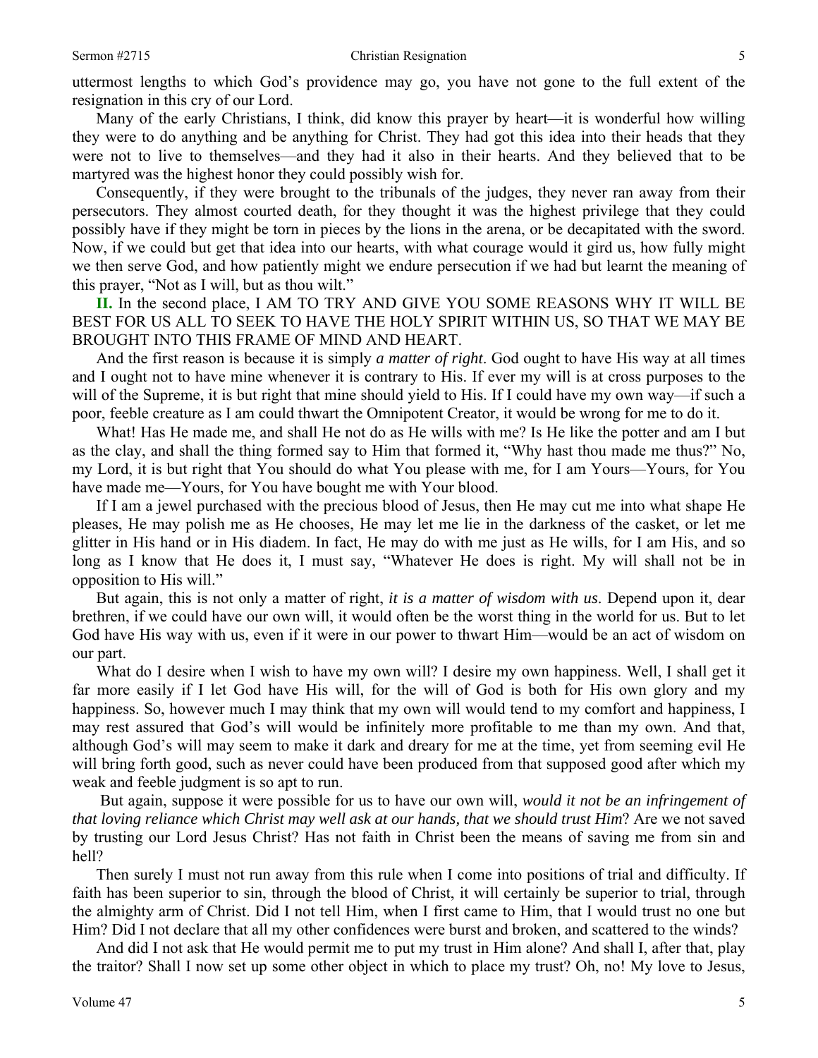uttermost lengths to which God's providence may go, you have not gone to the full extent of the resignation in this cry of our Lord.

Many of the early Christians, I think, did know this prayer by heart—it is wonderful how willing they were to do anything and be anything for Christ. They had got this idea into their heads that they were not to live to themselves—and they had it also in their hearts. And they believed that to be martyred was the highest honor they could possibly wish for.

Consequently, if they were brought to the tribunals of the judges, they never ran away from their persecutors. They almost courted death, for they thought it was the highest privilege that they could possibly have if they might be torn in pieces by the lions in the arena, or be decapitated with the sword. Now, if we could but get that idea into our hearts, with what courage would it gird us, how fully might we then serve God, and how patiently might we endure persecution if we had but learnt the meaning of this prayer, "Not as I will, but as thou wilt."

**II.** In the second place, I AM TO TRY AND GIVE YOU SOME REASONS WHY IT WILL BE BEST FOR US ALL TO SEEK TO HAVE THE HOLY SPIRIT WITHIN US, SO THAT WE MAY BE BROUGHT INTO THIS FRAME OF MIND AND HEART.

And the first reason is because it is simply *a matter of right*. God ought to have His way at all times and I ought not to have mine whenever it is contrary to His. If ever my will is at cross purposes to the will of the Supreme, it is but right that mine should yield to His. If I could have my own way—if such a poor, feeble creature as I am could thwart the Omnipotent Creator, it would be wrong for me to do it.

What! Has He made me, and shall He not do as He wills with me? Is He like the potter and am I but as the clay, and shall the thing formed say to Him that formed it, "Why hast thou made me thus?" No, my Lord, it is but right that You should do what You please with me, for I am Yours—Yours, for You have made me—Yours, for You have bought me with Your blood.

If I am a jewel purchased with the precious blood of Jesus, then He may cut me into what shape He pleases, He may polish me as He chooses, He may let me lie in the darkness of the casket, or let me glitter in His hand or in His diadem. In fact, He may do with me just as He wills, for I am His, and so long as I know that He does it, I must say, "Whatever He does is right. My will shall not be in opposition to His will."

But again, this is not only a matter of right, *it is a matter of wisdom with us*. Depend upon it, dear brethren, if we could have our own will, it would often be the worst thing in the world for us. But to let God have His way with us, even if it were in our power to thwart Him—would be an act of wisdom on our part.

What do I desire when I wish to have my own will? I desire my own happiness. Well, I shall get it far more easily if I let God have His will, for the will of God is both for His own glory and my happiness. So, however much I may think that my own will would tend to my comfort and happiness, I may rest assured that God's will would be infinitely more profitable to me than my own. And that, although God's will may seem to make it dark and dreary for me at the time, yet from seeming evil He will bring forth good, such as never could have been produced from that supposed good after which my weak and feeble judgment is so apt to run.

But again, suppose it were possible for us to have our own will, *would it not be an infringement of that loving reliance which Christ may well ask at our hands, that we should trust Him*? Are we not saved by trusting our Lord Jesus Christ? Has not faith in Christ been the means of saving me from sin and hell?

Then surely I must not run away from this rule when I come into positions of trial and difficulty. If faith has been superior to sin, through the blood of Christ, it will certainly be superior to trial, through the almighty arm of Christ. Did I not tell Him, when I first came to Him, that I would trust no one but Him? Did I not declare that all my other confidences were burst and broken, and scattered to the winds?

And did I not ask that He would permit me to put my trust in Him alone? And shall I, after that, play the traitor? Shall I now set up some other object in which to place my trust? Oh, no! My love to Jesus,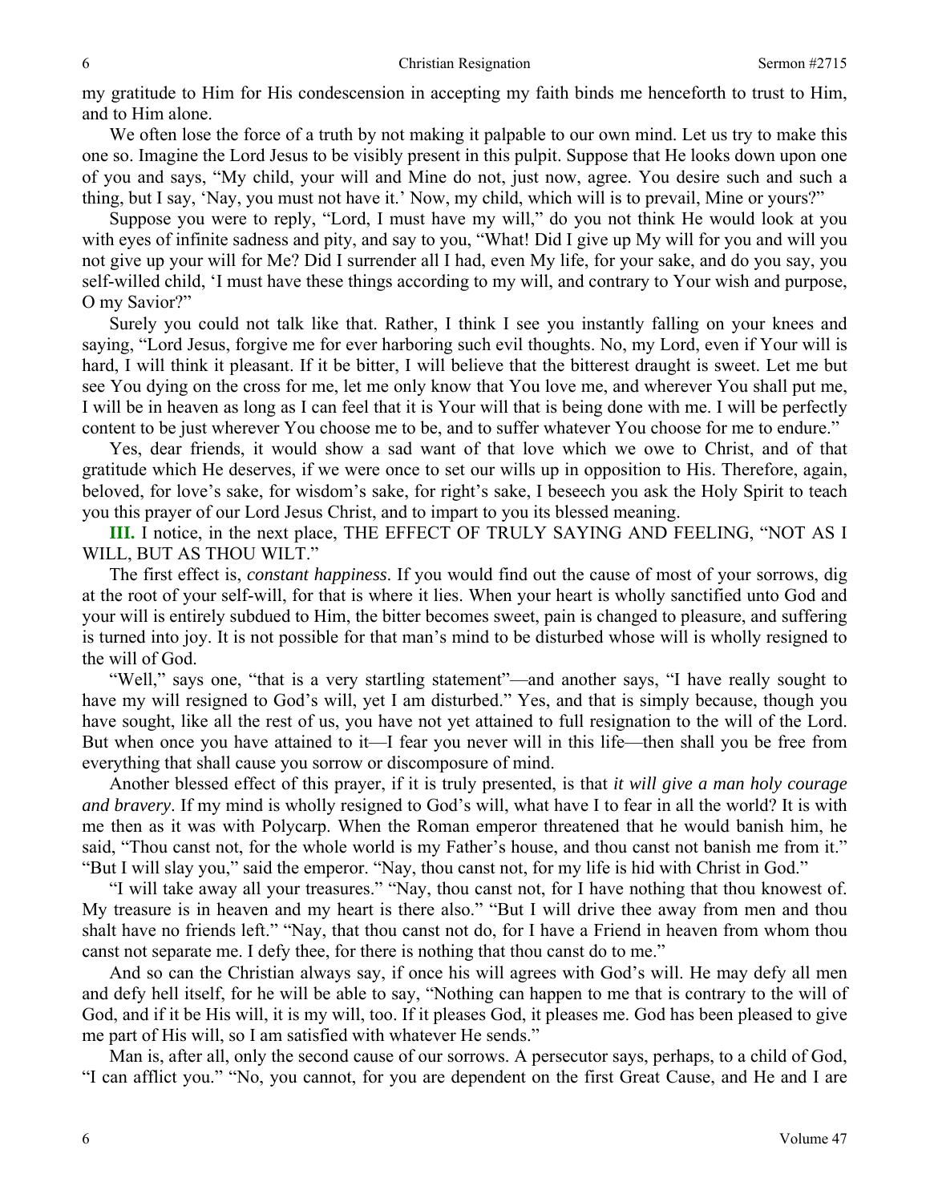my gratitude to Him for His condescension in accepting my faith binds me henceforth to trust to Him, and to Him alone.

We often lose the force of a truth by not making it palpable to our own mind. Let us try to make this one so. Imagine the Lord Jesus to be visibly present in this pulpit. Suppose that He looks down upon one of you and says, "My child, your will and Mine do not, just now, agree. You desire such and such a thing, but I say, 'Nay, you must not have it.' Now, my child, which will is to prevail, Mine or yours?"

Suppose you were to reply, "Lord, I must have my will," do you not think He would look at you with eyes of infinite sadness and pity, and say to you, "What! Did I give up My will for you and will you not give up your will for Me? Did I surrender all I had, even My life, for your sake, and do you say, you self-willed child, 'I must have these things according to my will, and contrary to Your wish and purpose, O my Savior?"

Surely you could not talk like that. Rather, I think I see you instantly falling on your knees and saying, "Lord Jesus, forgive me for ever harboring such evil thoughts. No, my Lord, even if Your will is hard, I will think it pleasant. If it be bitter, I will believe that the bitterest draught is sweet. Let me but see You dying on the cross for me, let me only know that You love me, and wherever You shall put me, I will be in heaven as long as I can feel that it is Your will that is being done with me. I will be perfectly content to be just wherever You choose me to be, and to suffer whatever You choose for me to endure."

Yes, dear friends, it would show a sad want of that love which we owe to Christ, and of that gratitude which He deserves, if we were once to set our wills up in opposition to His. Therefore, again, beloved, for love's sake, for wisdom's sake, for right's sake, I beseech you ask the Holy Spirit to teach you this prayer of our Lord Jesus Christ, and to impart to you its blessed meaning.

**III.** I notice, in the next place, THE EFFECT OF TRULY SAYING AND FEELING, "NOT AS I WILL, BUT AS THOU WILT."

The first effect is, *constant happiness*. If you would find out the cause of most of your sorrows, dig at the root of your self-will, for that is where it lies. When your heart is wholly sanctified unto God and your will is entirely subdued to Him, the bitter becomes sweet, pain is changed to pleasure, and suffering is turned into joy. It is not possible for that man's mind to be disturbed whose will is wholly resigned to the will of God.

"Well," says one, "that is a very startling statement"—and another says, "I have really sought to have my will resigned to God's will, yet I am disturbed." Yes, and that is simply because, though you have sought, like all the rest of us, you have not yet attained to full resignation to the will of the Lord. But when once you have attained to it—I fear you never will in this life—then shall you be free from everything that shall cause you sorrow or discomposure of mind.

Another blessed effect of this prayer, if it is truly presented, is that *it will give a man holy courage and bravery*. If my mind is wholly resigned to God's will, what have I to fear in all the world? It is with me then as it was with Polycarp. When the Roman emperor threatened that he would banish him, he said, "Thou canst not, for the whole world is my Father's house, and thou canst not banish me from it." "But I will slay you," said the emperor. "Nay, thou canst not, for my life is hid with Christ in God."

"I will take away all your treasures." "Nay, thou canst not, for I have nothing that thou knowest of. My treasure is in heaven and my heart is there also." "But I will drive thee away from men and thou shalt have no friends left." "Nay, that thou canst not do, for I have a Friend in heaven from whom thou canst not separate me. I defy thee, for there is nothing that thou canst do to me."

And so can the Christian always say, if once his will agrees with God's will. He may defy all men and defy hell itself, for he will be able to say, "Nothing can happen to me that is contrary to the will of God, and if it be His will, it is my will, too. If it pleases God, it pleases me. God has been pleased to give me part of His will, so I am satisfied with whatever He sends."

Man is, after all, only the second cause of our sorrows. A persecutor says, perhaps, to a child of God, "I can afflict you." "No, you cannot, for you are dependent on the first Great Cause, and He and I are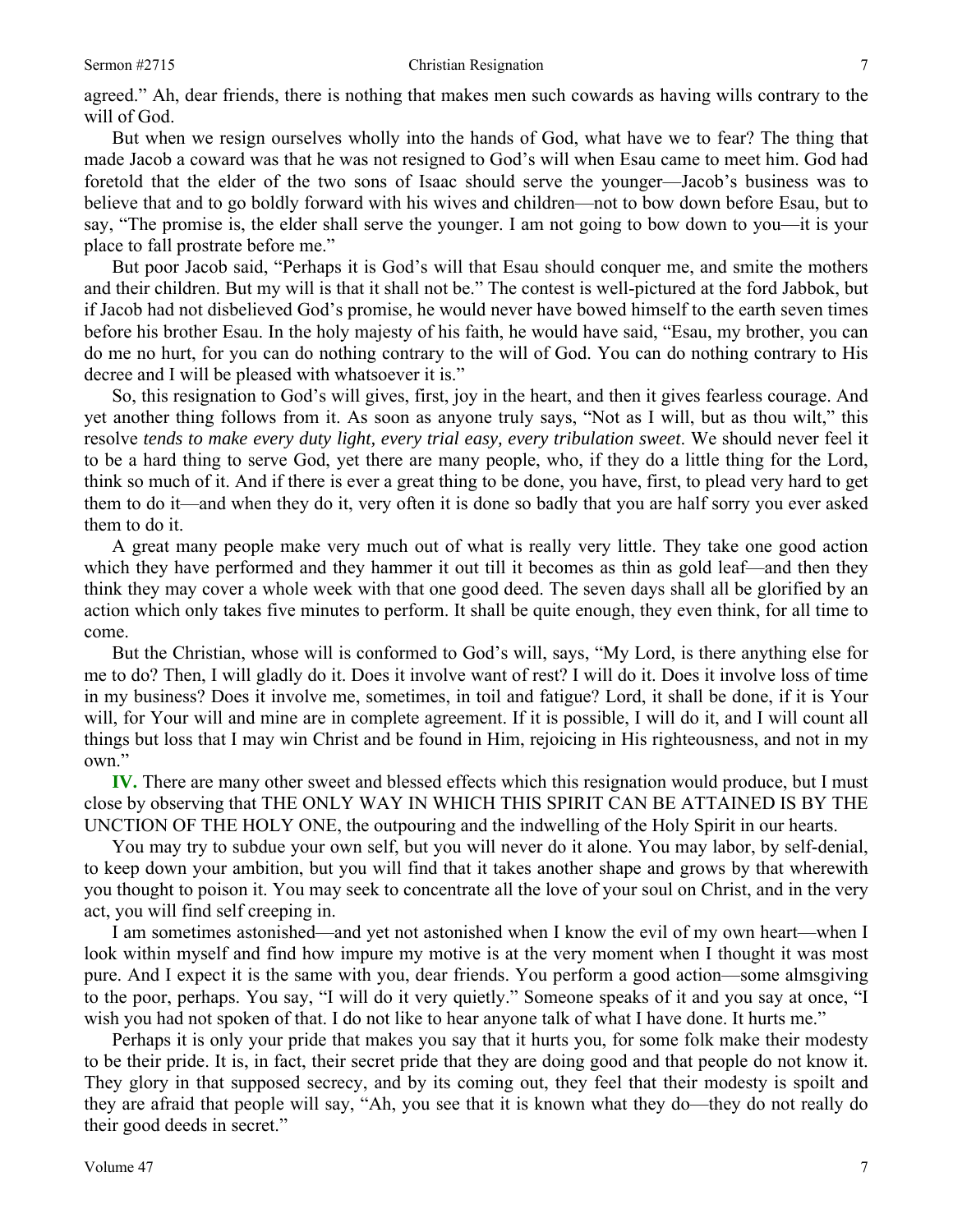agreed." Ah, dear friends, there is nothing that makes men such cowards as having wills contrary to the will of God.

But when we resign ourselves wholly into the hands of God, what have we to fear? The thing that made Jacob a coward was that he was not resigned to God's will when Esau came to meet him. God had foretold that the elder of the two sons of Isaac should serve the younger—Jacob's business was to believe that and to go boldly forward with his wives and children—not to bow down before Esau, but to say, "The promise is, the elder shall serve the younger. I am not going to bow down to you—it is your place to fall prostrate before me."

But poor Jacob said, "Perhaps it is God's will that Esau should conquer me, and smite the mothers and their children. But my will is that it shall not be." The contest is well-pictured at the ford Jabbok, but if Jacob had not disbelieved God's promise, he would never have bowed himself to the earth seven times before his brother Esau. In the holy majesty of his faith, he would have said, "Esau, my brother, you can do me no hurt, for you can do nothing contrary to the will of God. You can do nothing contrary to His decree and I will be pleased with whatsoever it is."

So, this resignation to God's will gives, first, joy in the heart, and then it gives fearless courage. And yet another thing follows from it. As soon as anyone truly says, "Not as I will, but as thou wilt," this resolve *tends to make every duty light, every trial easy, every tribulation sweet*. We should never feel it to be a hard thing to serve God, yet there are many people, who, if they do a little thing for the Lord, think so much of it. And if there is ever a great thing to be done, you have, first, to plead very hard to get them to do it—and when they do it, very often it is done so badly that you are half sorry you ever asked them to do it.

A great many people make very much out of what is really very little. They take one good action which they have performed and they hammer it out till it becomes as thin as gold leaf—and then they think they may cover a whole week with that one good deed. The seven days shall all be glorified by an action which only takes five minutes to perform. It shall be quite enough, they even think, for all time to come.

But the Christian, whose will is conformed to God's will, says, "My Lord, is there anything else for me to do? Then, I will gladly do it. Does it involve want of rest? I will do it. Does it involve loss of time in my business? Does it involve me, sometimes, in toil and fatigue? Lord, it shall be done, if it is Your will, for Your will and mine are in complete agreement. If it is possible, I will do it, and I will count all things but loss that I may win Christ and be found in Him, rejoicing in His righteousness, and not in my own."

**IV.** There are many other sweet and blessed effects which this resignation would produce, but I must close by observing that THE ONLY WAY IN WHICH THIS SPIRIT CAN BE ATTAINED IS BY THE UNCTION OF THE HOLY ONE, the outpouring and the indwelling of the Holy Spirit in our hearts.

You may try to subdue your own self, but you will never do it alone. You may labor, by self-denial, to keep down your ambition, but you will find that it takes another shape and grows by that wherewith you thought to poison it. You may seek to concentrate all the love of your soul on Christ, and in the very act, you will find self creeping in.

I am sometimes astonished—and yet not astonished when I know the evil of my own heart—when I look within myself and find how impure my motive is at the very moment when I thought it was most pure. And I expect it is the same with you, dear friends. You perform a good action—some almsgiving to the poor, perhaps. You say, "I will do it very quietly." Someone speaks of it and you say at once, "I wish you had not spoken of that. I do not like to hear anyone talk of what I have done. It hurts me."

Perhaps it is only your pride that makes you say that it hurts you, for some folk make their modesty to be their pride. It is, in fact, their secret pride that they are doing good and that people do not know it. They glory in that supposed secrecy, and by its coming out, they feel that their modesty is spoilt and they are afraid that people will say, "Ah, you see that it is known what they do—they do not really do their good deeds in secret."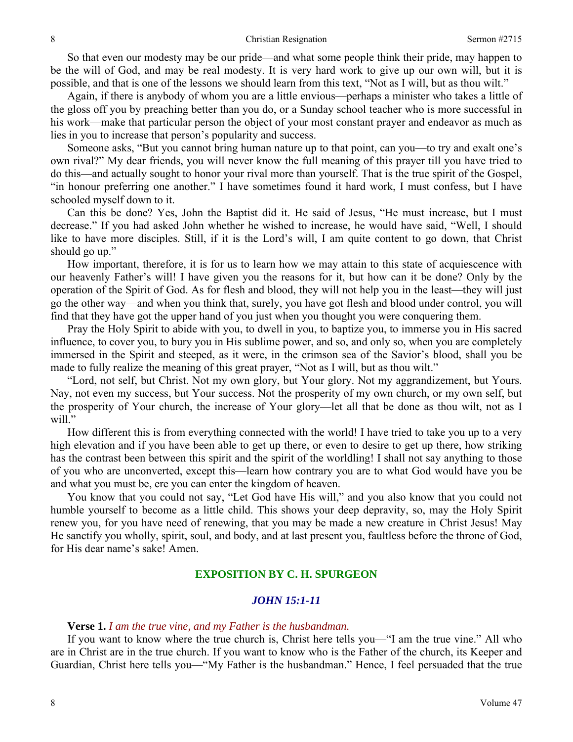So that even our modesty may be our pride—and what some people think their pride, may happen to be the will of God, and may be real modesty. It is very hard work to give up our own will, but it is possible, and that is one of the lessons we should learn from this text, "Not as I will, but as thou wilt."

Again, if there is anybody of whom you are a little envious—perhaps a minister who takes a little of the gloss off you by preaching better than you do, or a Sunday school teacher who is more successful in his work—make that particular person the object of your most constant prayer and endeavor as much as lies in you to increase that person's popularity and success.

Someone asks, "But you cannot bring human nature up to that point, can you—to try and exalt one's own rival?" My dear friends, you will never know the full meaning of this prayer till you have tried to do this—and actually sought to honor your rival more than yourself. That is the true spirit of the Gospel, "in honour preferring one another." I have sometimes found it hard work, I must confess, but I have schooled myself down to it.

Can this be done? Yes, John the Baptist did it. He said of Jesus, "He must increase, but I must decrease." If you had asked John whether he wished to increase, he would have said, "Well, I should like to have more disciples. Still, if it is the Lord's will, I am quite content to go down, that Christ should go up."

How important, therefore, it is for us to learn how we may attain to this state of acquiescence with our heavenly Father's will! I have given you the reasons for it, but how can it be done? Only by the operation of the Spirit of God. As for flesh and blood, they will not help you in the least—they will just go the other way—and when you think that, surely, you have got flesh and blood under control, you will find that they have got the upper hand of you just when you thought you were conquering them.

Pray the Holy Spirit to abide with you, to dwell in you, to baptize you, to immerse you in His sacred influence, to cover you, to bury you in His sublime power, and so, and only so, when you are completely immersed in the Spirit and steeped, as it were, in the crimson sea of the Savior's blood, shall you be made to fully realize the meaning of this great prayer, "Not as I will, but as thou wilt."

"Lord, not self, but Christ. Not my own glory, but Your glory. Not my aggrandizement, but Yours. Nay, not even my success, but Your success. Not the prosperity of my own church, or my own self, but the prosperity of Your church, the increase of Your glory—let all that be done as thou wilt, not as I will."

How different this is from everything connected with the world! I have tried to take you up to a very high elevation and if you have been able to get up there, or even to desire to get up there, how striking has the contrast been between this spirit and the spirit of the worldling! I shall not say anything to those of you who are unconverted, except this—learn how contrary you are to what God would have you be and what you must be, ere you can enter the kingdom of heaven.

You know that you could not say, "Let God have His will," and you also know that you could not humble yourself to become as a little child. This shows your deep depravity, so, may the Holy Spirit renew you, for you have need of renewing, that you may be made a new creature in Christ Jesus! May He sanctify you wholly, spirit, soul, and body, and at last present you, faultless before the throne of God, for His dear name's sake! Amen.

## EXPOSITION BY C. H. SPURGEON

### *JOHN 15:1-11*

**Verse 1.** *I am the true vine, and my Father is the husbandman.*

If you want to know where the true church is, Christ here tells you—"I am the true vine." All who are in Christ are in the true church. If you want to know who is the Father of the church, its Keeper and Guardian, Christ here tells you—"My Father is the husbandman." Hence, I feel persuaded that the true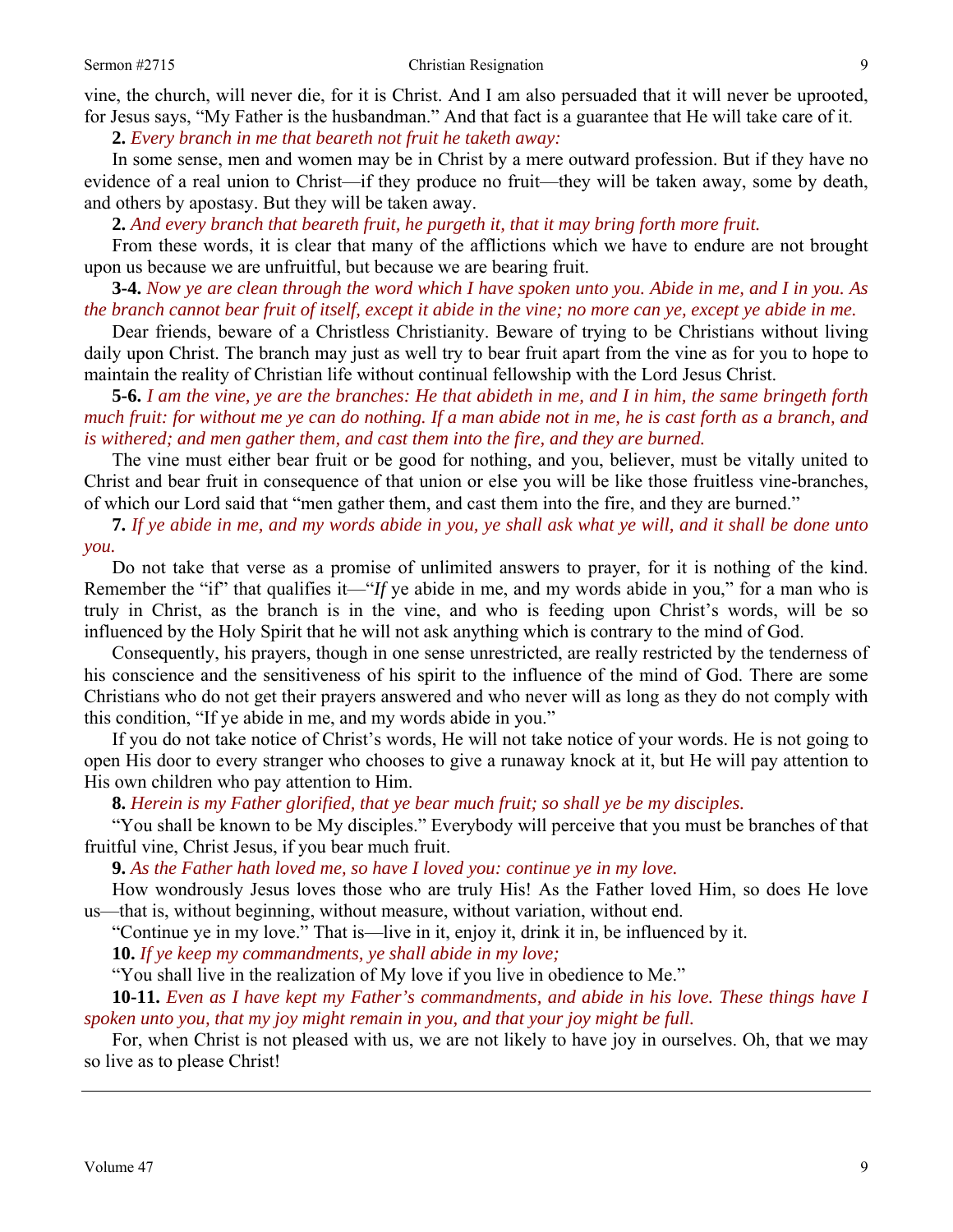vine, the church, will never die, for it is Christ. And I am also persuaded that it will never be uprooted, for Jesus says, "My Father is the husbandman." And that fact is a guarantee that He will take care of it.

**2.** *Every branch in me that beareth not fruit he taketh away:*

In some sense, men and women may be in Christ by a mere outward profession. But if they have no evidence of a real union to Christ—if they produce no fruit—they will be taken away, some by death, and others by apostasy. But they will be taken away.

**2.** *And every branch that beareth fruit, he purgeth it, that it may bring forth more fruit.*

From these words, it is clear that many of the afflictions which we have to endure are not brought upon us because we are unfruitful, but because we are bearing fruit.

**3-4.** *Now ye are clean through the word which I have spoken unto you. Abide in me, and I in you. As the branch cannot bear fruit of itself, except it abide in the vine; no more can ye, except ye abide in me.*

Dear friends, beware of a Christless Christianity. Beware of trying to be Christians without living daily upon Christ. The branch may just as well try to bear fruit apart from the vine as for you to hope to maintain the reality of Christian life without continual fellowship with the Lord Jesus Christ.

**5-6.** *I am the vine, ye are the branches: He that abideth in me, and I in him, the same bringeth forth much fruit: for without me ye can do nothing. If a man abide not in me, he is cast forth as a branch, and is withered; and men gather them, and cast them into the fire, and they are burned.*

The vine must either bear fruit or be good for nothing, and you, believer, must be vitally united to Christ and bear fruit in consequence of that union or else you will be like those fruitless vine-branches, of which our Lord said that "men gather them, and cast them into the fire, and they are burned."

**7.** *If ye abide in me, and my words abide in you, ye shall ask what ye will, and it shall be done unto you.*

Do not take that verse as a promise of unlimited answers to prayer, for it is nothing of the kind. Remember the "if" that qualifies it—"*If* ye abide in me, and my words abide in you," for a man who is truly in Christ, as the branch is in the vine, and who is feeding upon Christ's words, will be so influenced by the Holy Spirit that he will not ask anything which is contrary to the mind of God.

Consequently, his prayers, though in one sense unrestricted, are really restricted by the tenderness of his conscience and the sensitiveness of his spirit to the influence of the mind of God. There are some Christians who do not get their prayers answered and who never will as long as they do not comply with this condition, "If ye abide in me, and my words abide in you."

If you do not take notice of Christ's words, He will not take notice of your words. He is not going to open His door to every stranger who chooses to give a runaway knock at it, but He will pay attention to His own children who pay attention to Him.

**8.** *Herein is my Father glorified, that ye bear much fruit; so shall ye be my disciples.*

"You shall be known to be My disciples." Everybody will perceive that you must be branches of that fruitful vine, Christ Jesus, if you bear much fruit.

**9.** *As the Father hath loved me, so have I loved you: continue ye in my love.*

How wondrously Jesus loves those who are truly His! As the Father loved Him, so does He love us—that is, without beginning, without measure, without variation, without end.

"Continue ye in my love." That is—live in it, enjoy it, drink it in, be influenced by it.

**10.** *If ye keep my commandments, ye shall abide in my love;*

"You shall live in the realization of My love if you live in obedience to Me."

**10-11.** *Even as I have kept my Father's commandments, and abide in his love. These things have I spoken unto you, that my joy might remain in you, and that your joy might be full.*

For, when Christ is not pleased with us, we are not likely to have joy in ourselves. Oh, that we may so live as to please Christ!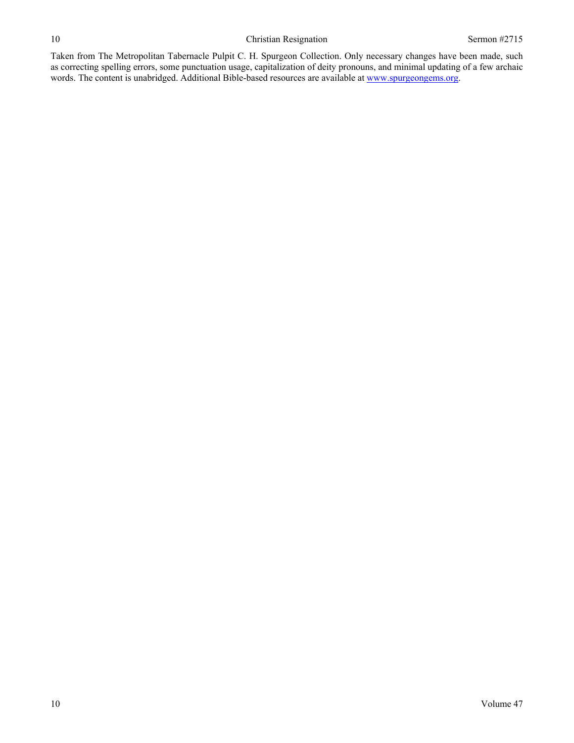Taken from The Metropolitan Tabernacle Pulpit C. H. Spurgeon Collection. Only necessary changes have been made, such as correcting spelling errors, some punctuation usage, capitalization of deity pronouns, and minimal updating of a few archaic words. The content is unabridged. Additional Bible-based resources are available at www.spurgeongems.org.